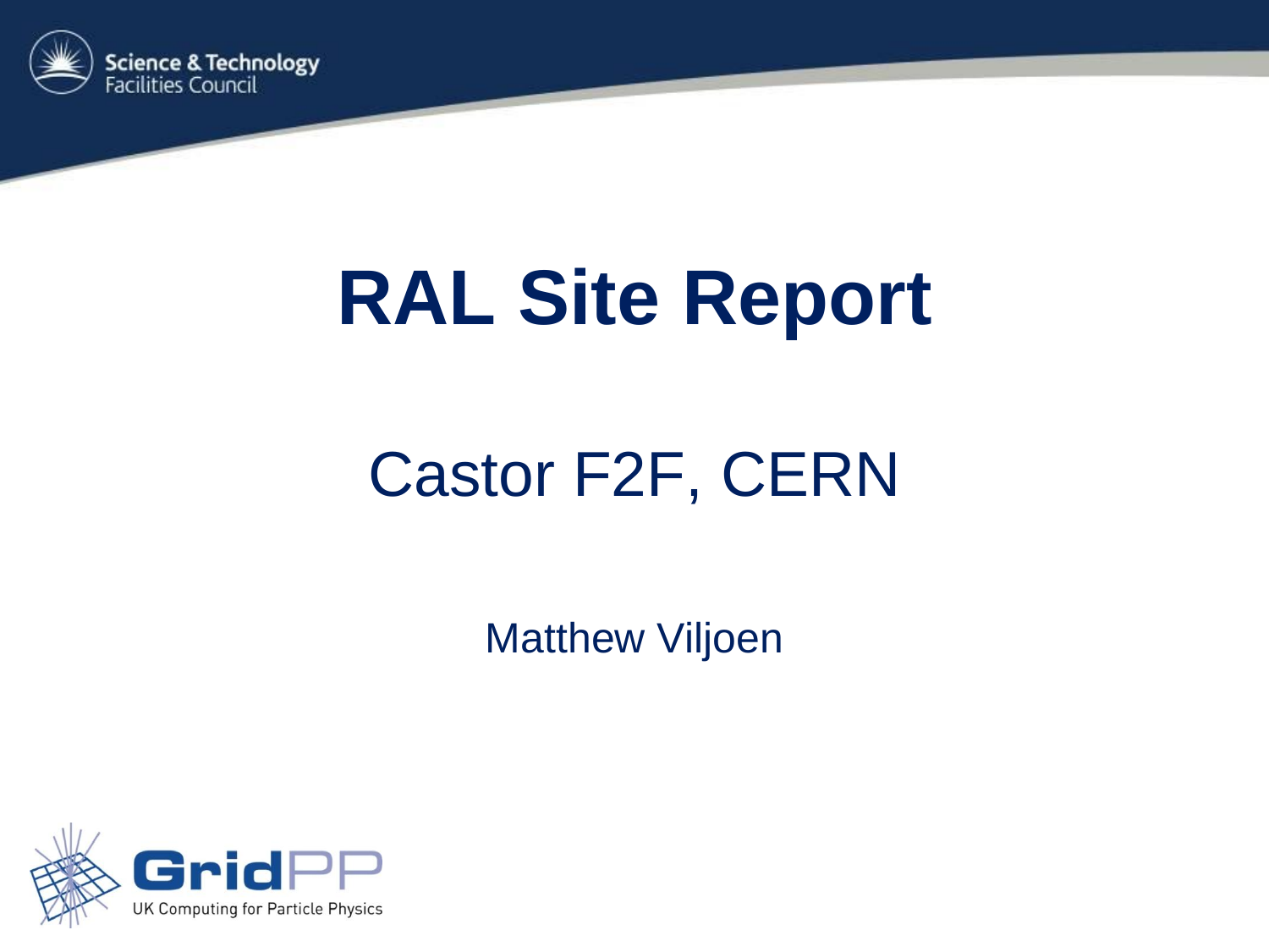# RAL Site Report

## Castor F2F, CERN

Matthew Viljoen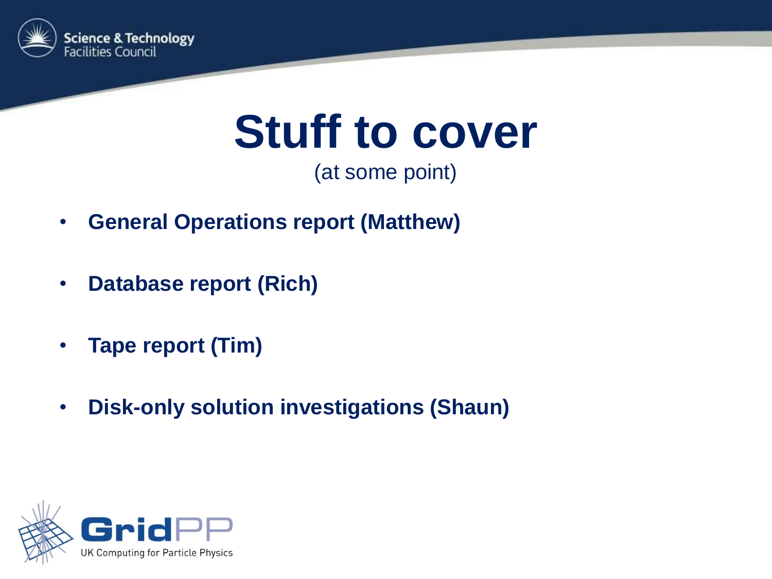# Stuff to cover

(at some point)

- **General Operations report (Matthew)**
- **Database report (Rich)**
- **Tape report (Tim)**
- **Disk-only solution investigations (Shaun)**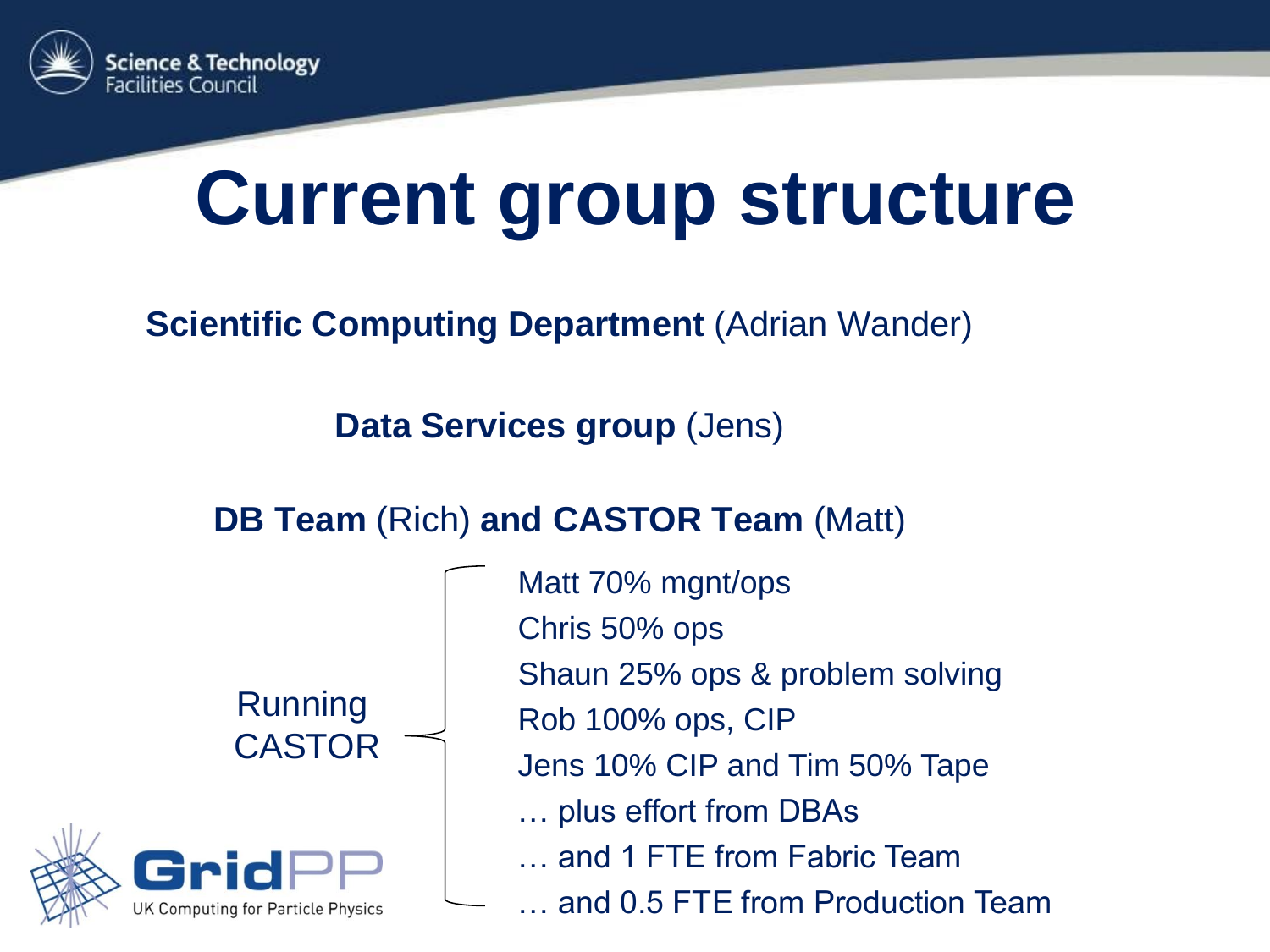# Current group structure

**Scientific Computing Department** (Adrian Wander)

**Data Services group** (Jens)

**DB Team** (Rich) **and CASTOR Team** (Matt)

Running CASTOR

- Matt 70% mgnt/ops
- Chris 50% ops
- Shaun 25% ops & problem solving
- Rob 100% ops, CIP
- Jens 10% CIP and Tim 50% Tape
- … plus effort from DBAs
- … and 1 FTE from Fabric Team
- … and 0.5 FTE from Production Team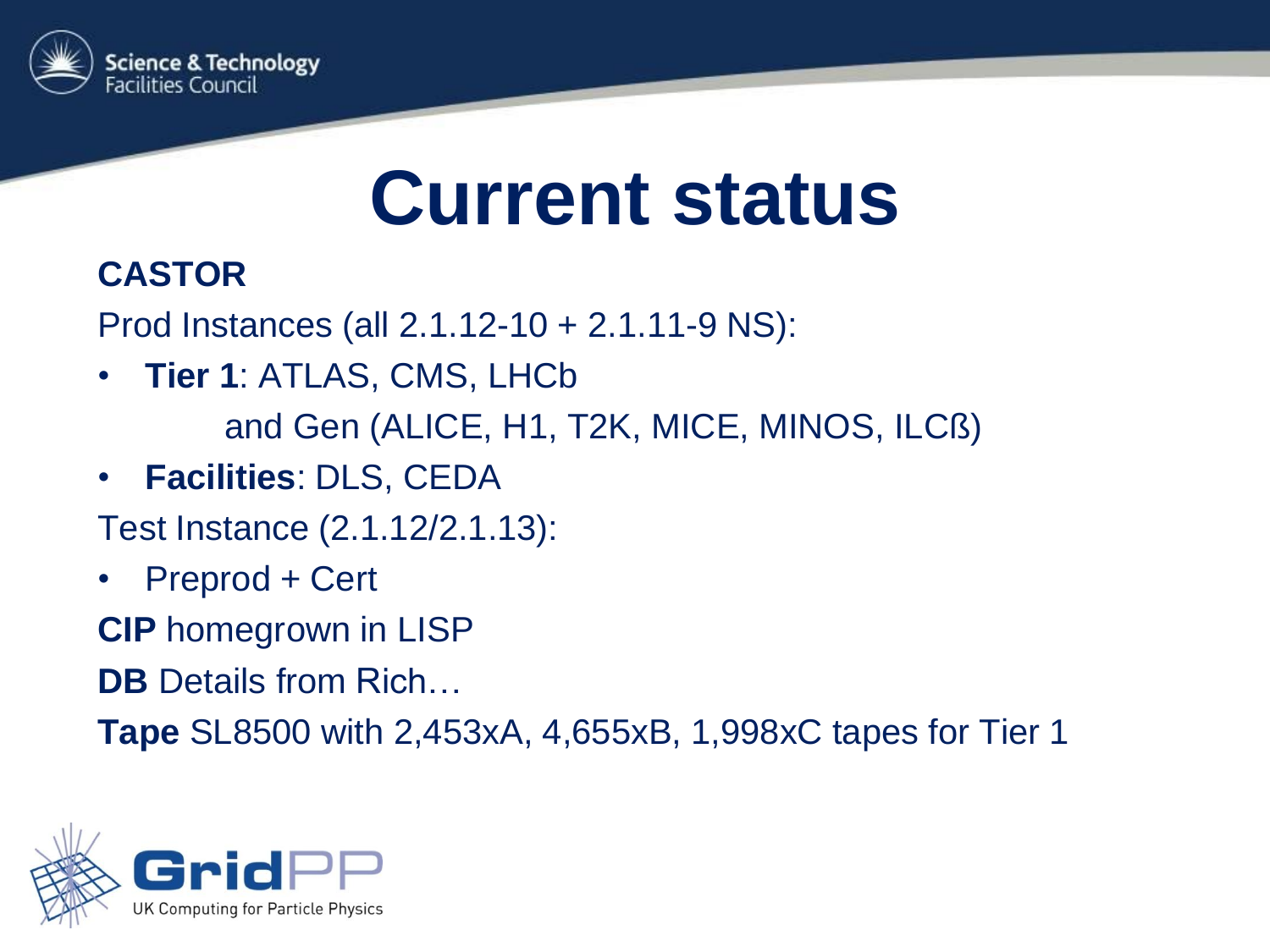# Current status

**CASTOR**

Prod Instances (all 2.1.12-10 + 2.1.11-9 NS):

- **Tier 1**: ATLAS, CMS, LHCb
  and Gen (ALICE, H1, T2K, MICE, MINOS, ILCß)
- **Facilities**: DLS, CEDA

Test Instance (2.1.12/2.1.13):

- Preprod + Cert

**CIP** homegrown in LISP

**DB** Details from Rich…

**Tape** SL8500 with 2,453xA, 4,655xB, 1,998xC tapes for Tier 1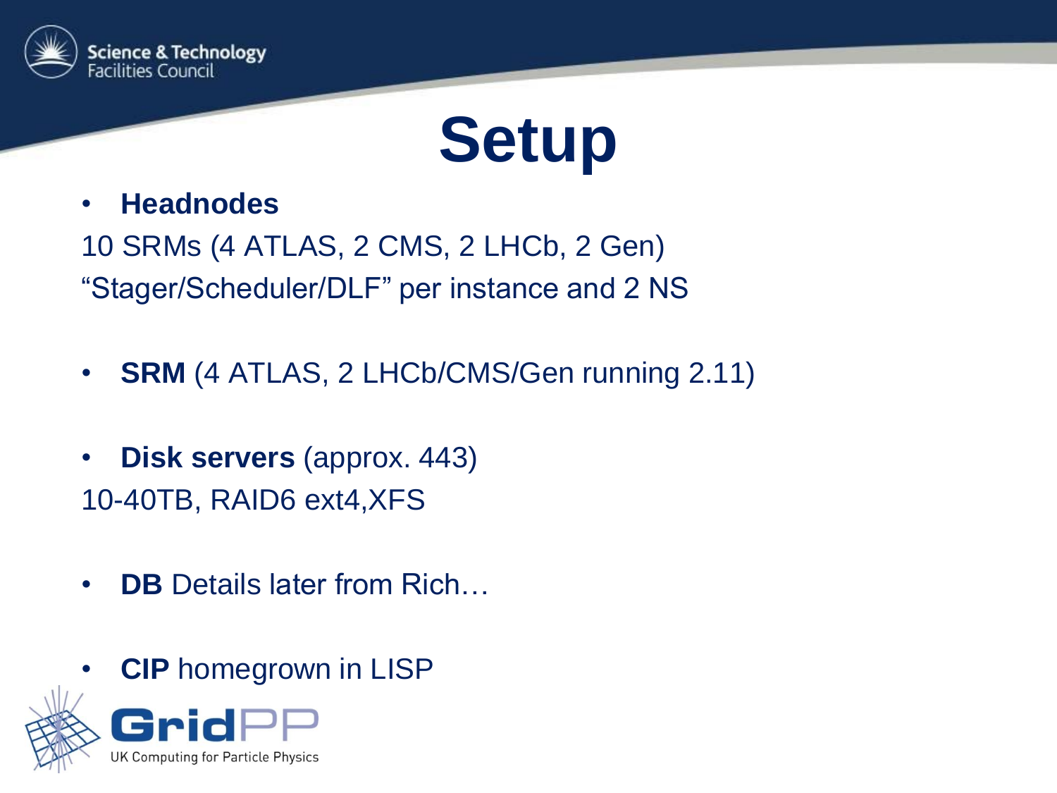# Setup

- **Headnodes**

10 SRMs (4 ATLAS, 2 CMS, 2 LHCb, 2 Gen)
“Stager/Scheduler/DLF” per instance and 2 NS

- **SRM** (4 ATLAS, 2 LHCb/CMS/Gen running 2.11)

- **Disk servers** (approx. 443)

10-40TB, RAID6 ext4,XFS

- **DB** Details later from Rich…

- **CIP** homegrown in LISP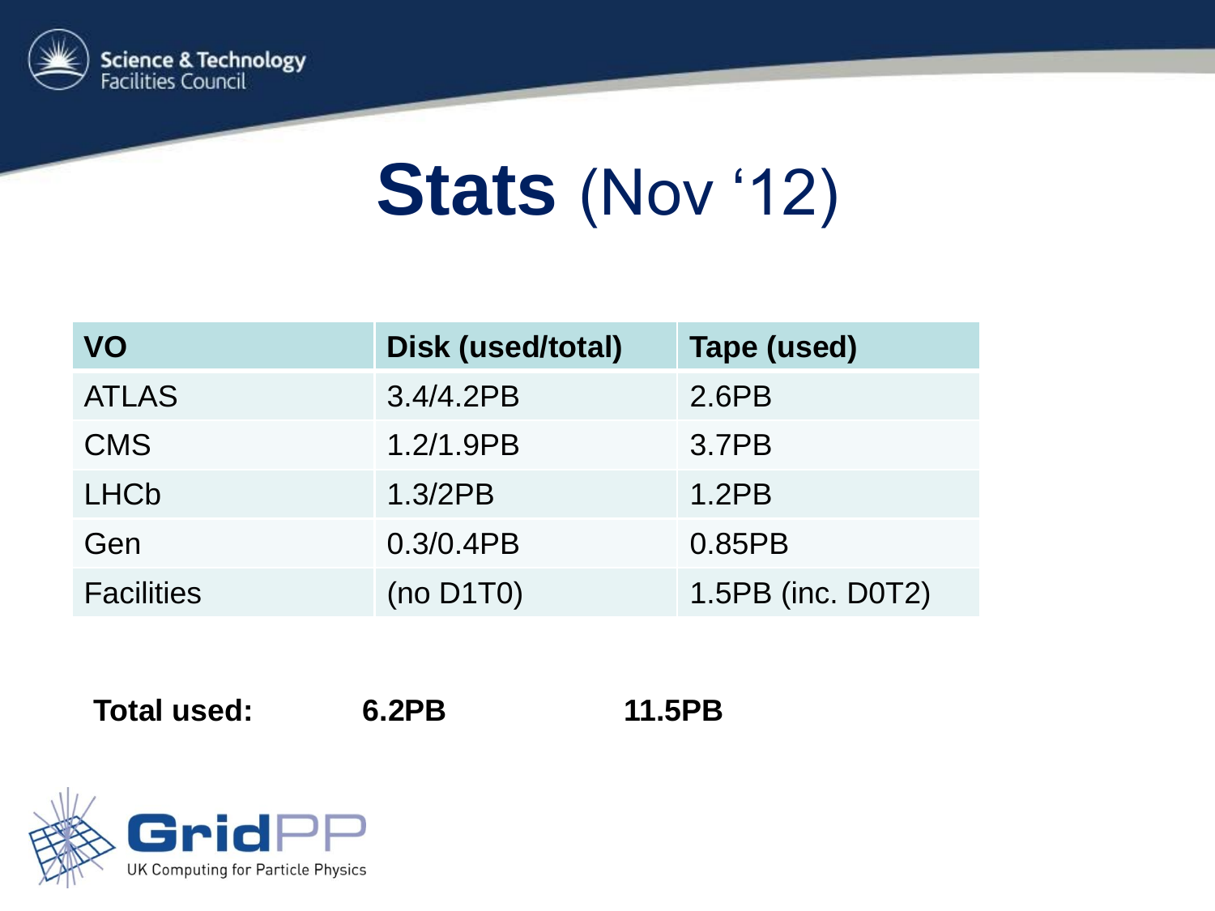# Stats (Nov '12)

| VO | Disk (used/total) | Tape (used) |
|---|---|---|
| ATLAS | 3.4/4.2PB | 2.6PB |
| CMS | 1.2/1.9PB | 3.7PB |
| LHCb | 1.3/2PB | 1.2PB |
| Gen | 0.3/0.4PB | 0.85PB |
| Facilities | (no D1T0) | 1.5PB (inc. D0T2) |

| **Total used:** | **6.2PB** | **11.5PB** |
|---|---|---|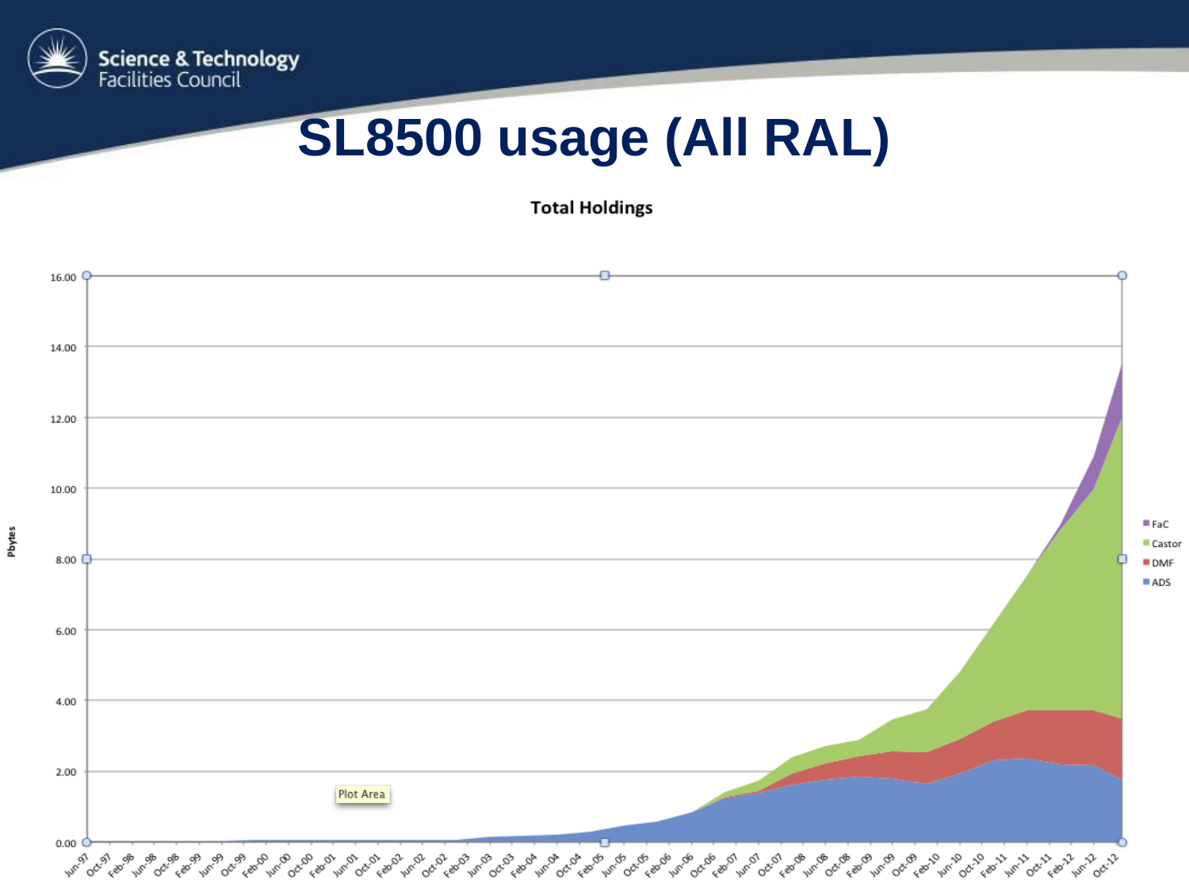# SL8500 usage (All RAL)

**Total Holdings**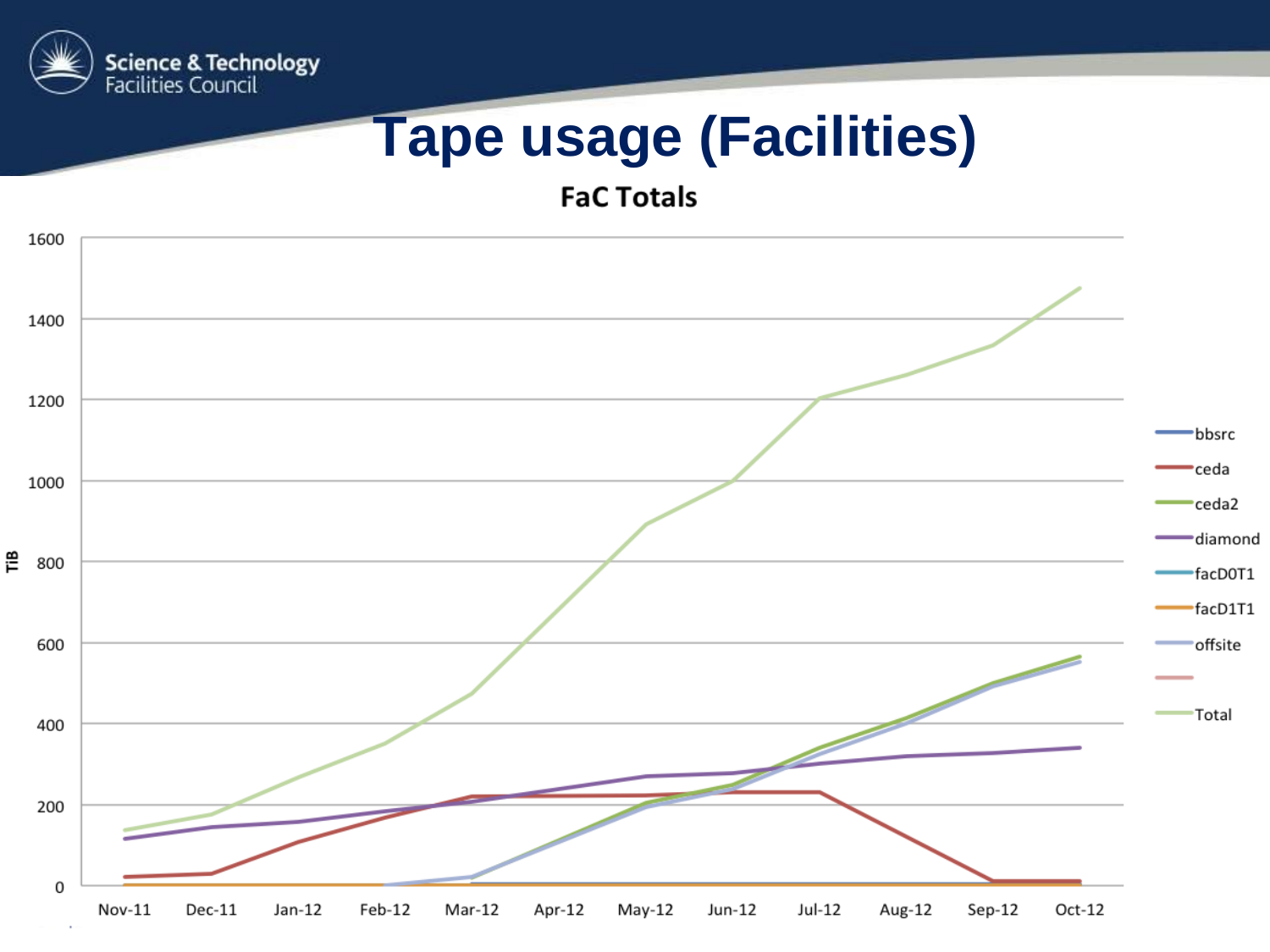# Tape usage (Facilities)

**FaC Totals**

TiB

1600
1400
1200
1000
800
600
400
200
0

Nov-11 Dec-11 Jan-12 Feb-12 Mar-12 Apr-12 May-12 Jun-12 Jul-12 Aug-12 Sep-12 Oct-12

- bbsrc
- ceda
- ceda2
- diamond
- facD0T1
- facD1T1
- offsite
- Total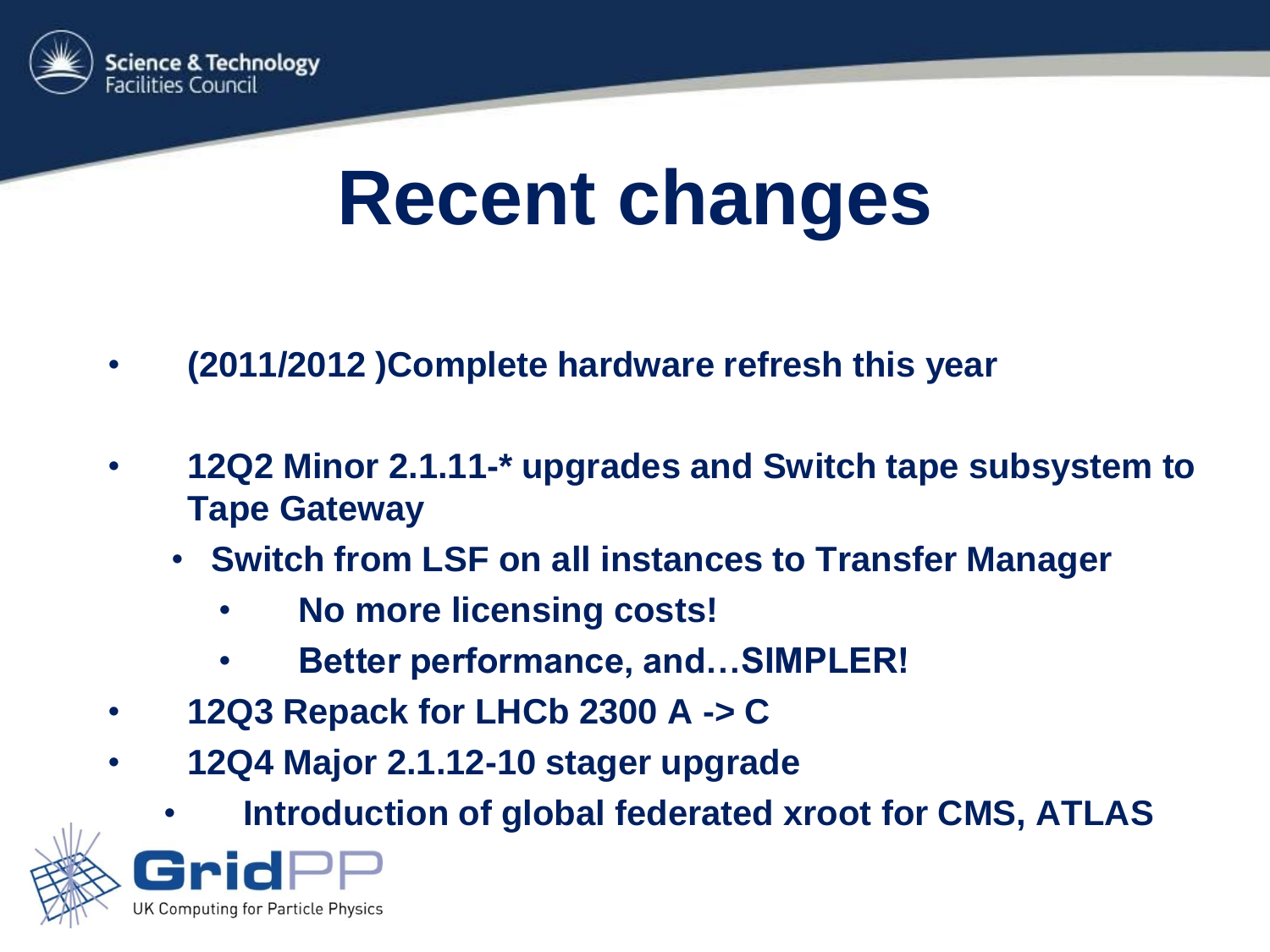# Recent changes

- (2011/2012 )Complete hardware refresh this year
- 12Q2 Minor 2.1.11-* upgrades and Switch tape subsystem to Tape Gateway
  - Switch from LSF on all instances to Transfer Manager
    - No more licensing costs!
    - Better performance, and…SIMPLER!
- 12Q3 Repack for LHCb 2300 A -> C
- 12Q4 Major 2.1.12-10 stager upgrade
  - Introduction of global federated xroot for CMS, ATLAS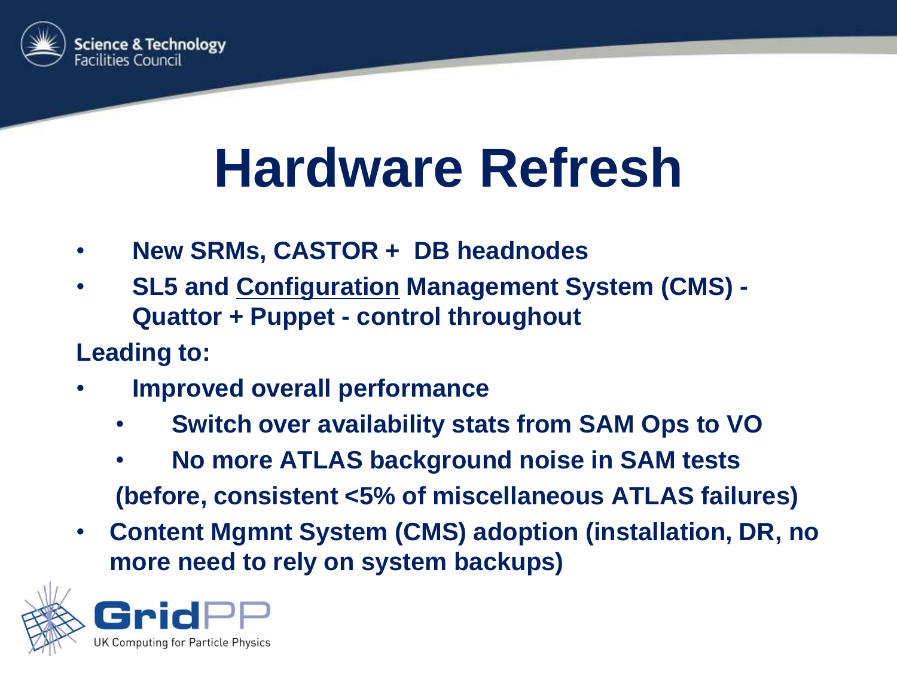# Hardware Refresh

- **New SRMs, CASTOR + DB headnodes**
- **SL5 and Configuration Management System (CMS) - Quattor + Puppet - control throughout**

**Leading to:**

- **Improved overall performance**
  - **Switch over availability stats from SAM Ops to VO**
  - **No more ATLAS background noise in SAM tests**

  **(before, consistent <5% of miscellaneous ATLAS failures)**
- **Content Mgmnt System (CMS) adoption (installation, DR, no more need to rely on system backups)**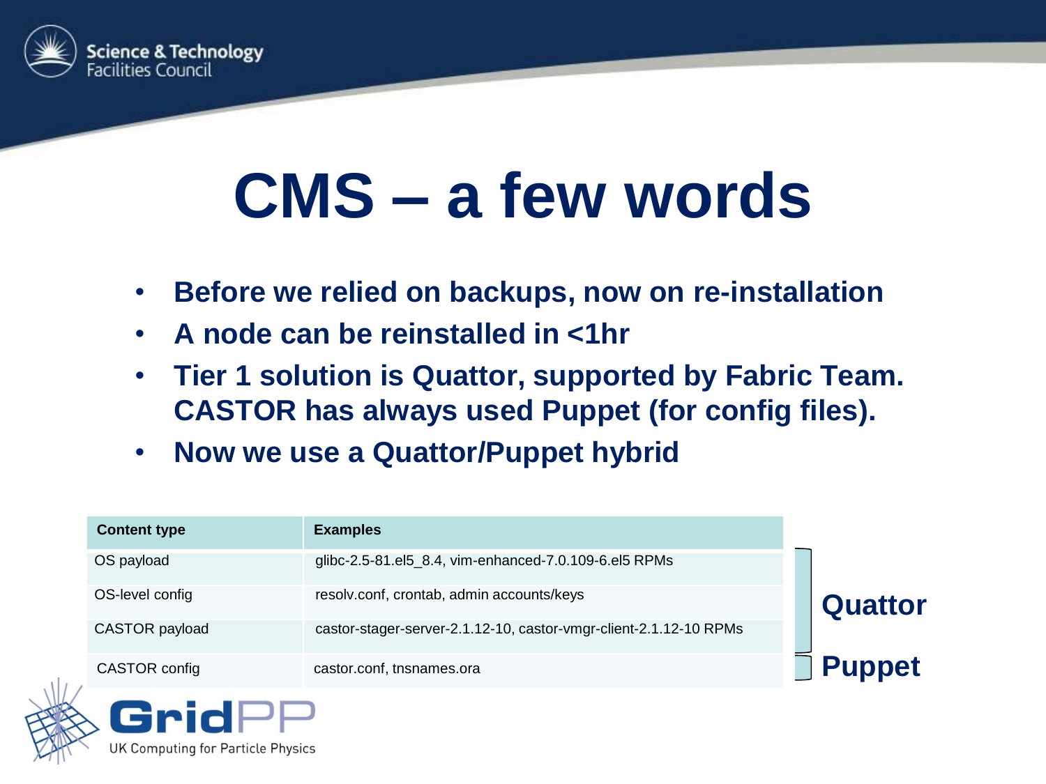# CMS – a few words

- **Before we relied on backups, now on re-installation**
- **A node can be reinstalled in <1hr**
- **Tier 1 solution is Quattor, supported by Fabric Team. CASTOR has always used Puppet (for config files).**
- **Now we use a Quattor/Puppet hybrid**

| Content type | Examples | |
|---|---|---|
| OS payload | glibc-2.5-81.el5_8.4, vim-enhanced-7.0.109-6.el5 RPMs | **Quattor** |
| OS-level config | resolv.conf, crontab, admin accounts/keys | **Quattor** |
| CASTOR payload | castor-stager-server-2.1.12-10, castor-vmgr-client-2.1.12-10 RPMs | **Quattor** |
| CASTOR config | castor.conf, tnsnames.ora | **Puppet** |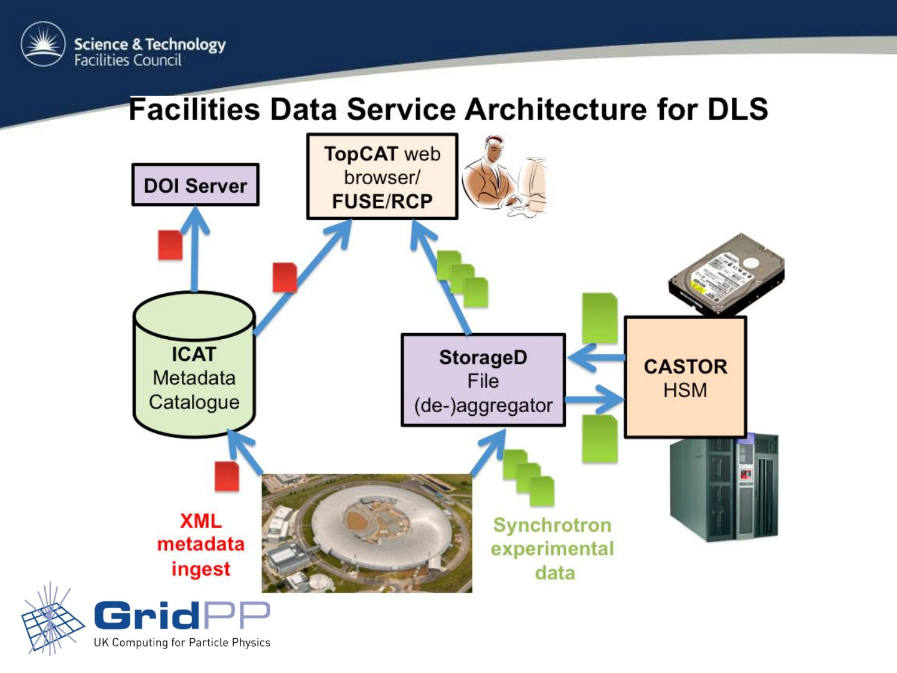# Facilities Data Service Architecture for DLS

DOI Server

TopCAT web browser/ FUSE/RCP

ICAT Metadata Catalogue

StorageD File (de-)aggregator

CASTOR HSM

XML metadata ingest

Synchrotron experimental data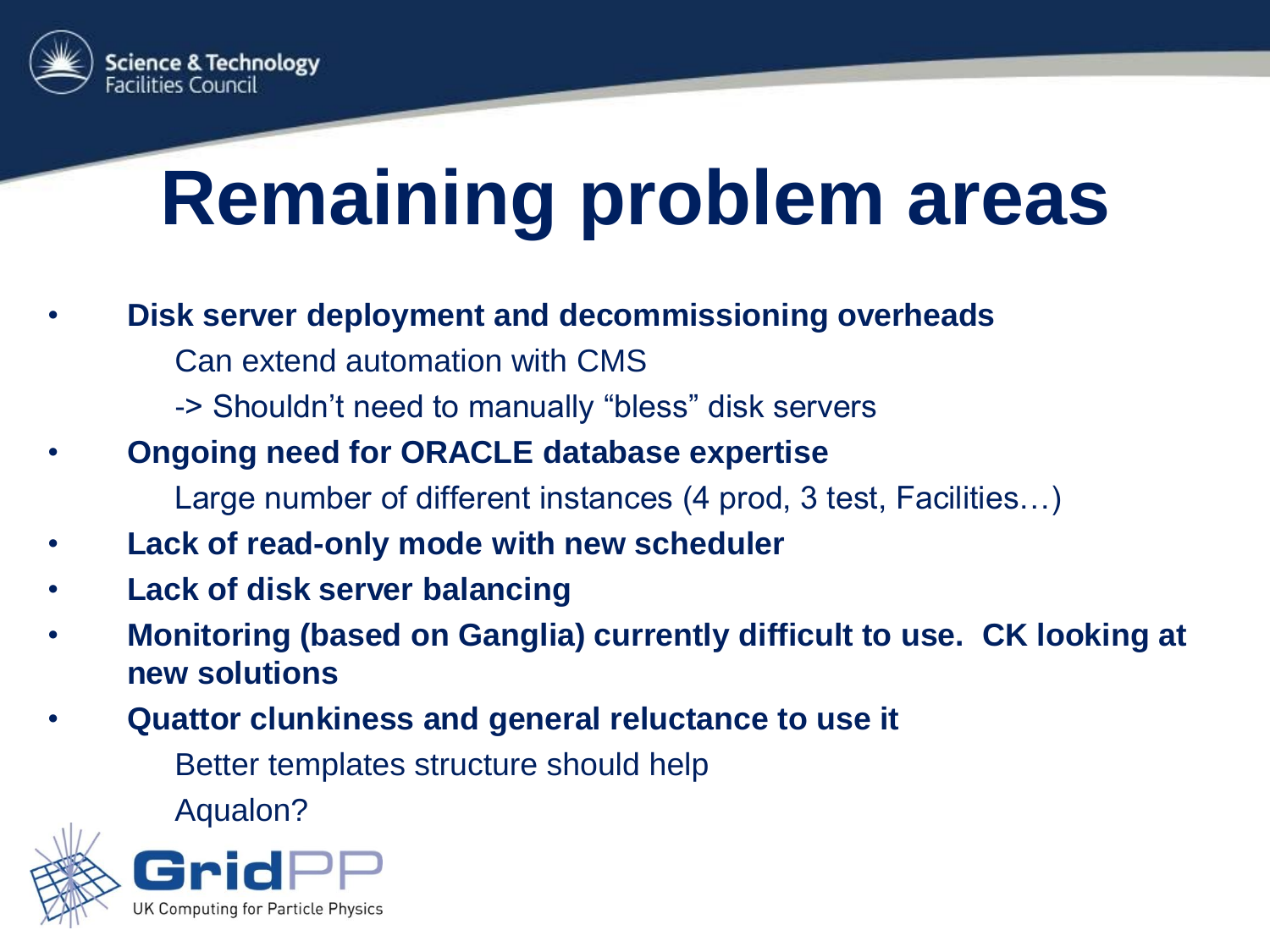# Remaining problem areas

- **Disk server deployment and decommissioning overheads**
  - Can extend automation with CMS
  - -> Shouldn't need to manually "bless" disk servers
- **Ongoing need for ORACLE database expertise**
  - Large number of different instances (4 prod, 3 test, Facilities…)
- **Lack of read-only mode with new scheduler**
- **Lack of disk server balancing**
- **Monitoring (based on Ganglia) currently difficult to use. CK looking at new solutions**
- **Quattor clunkiness and general reluctance to use it**
  - Better templates structure should help
  - Aqualon?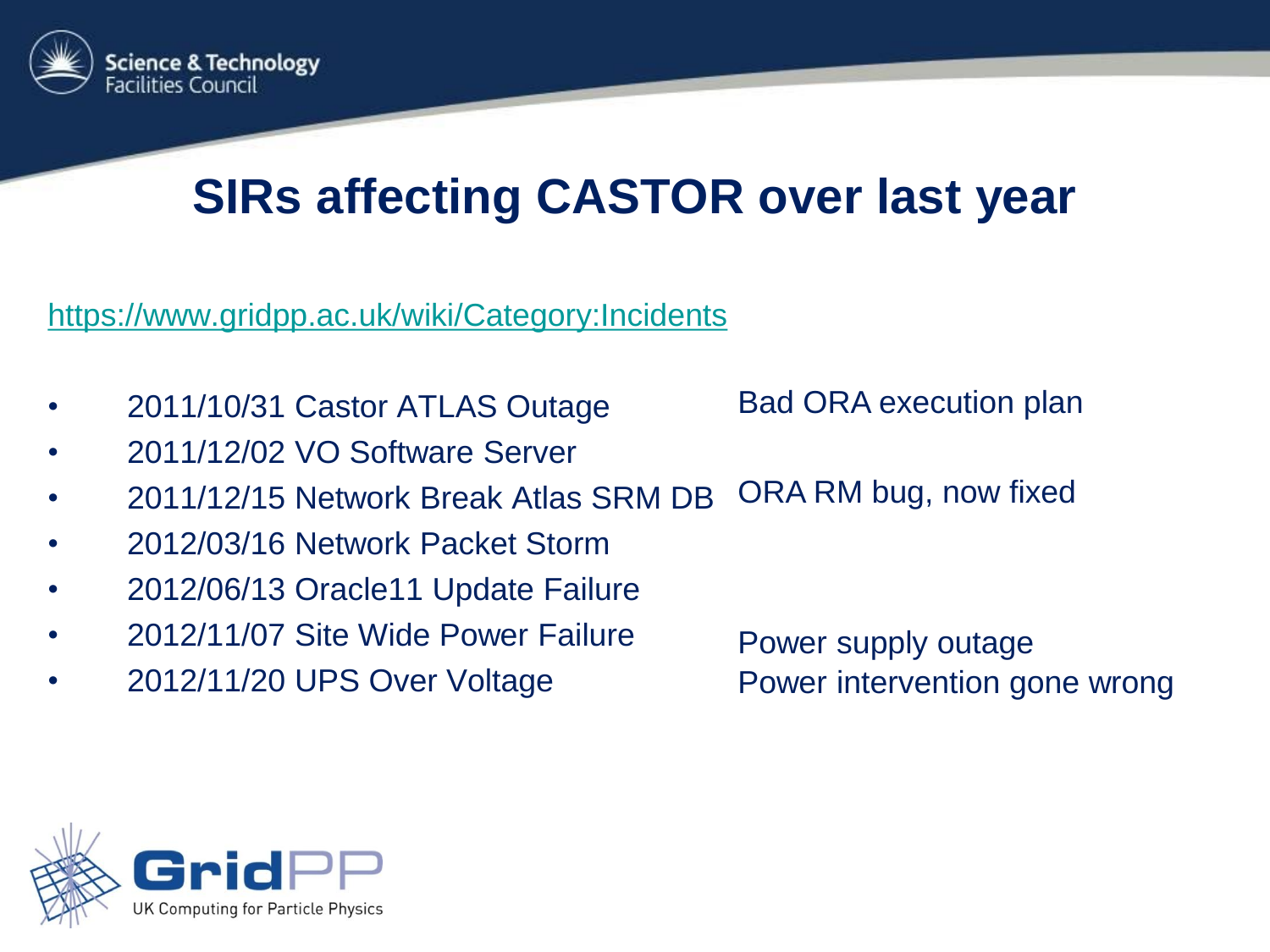# SIRs affecting CASTOR over last year

https://www.gridpp.ac.uk/wiki/Category:Incidents

| Incident | Cause |
| --- | --- |
| 2011/10/31 Castor ATLAS Outage | Bad ORA execution plan |
| 2011/12/02 VO Software Server | |
| 2011/12/15 Network Break Atlas SRM DB | ORA RM bug, now fixed |
| 2012/03/16 Network Packet Storm | |
| 2012/06/13 Oracle11 Update Failure | |
| 2012/11/07 Site Wide Power Failure | Power supply outage |
| 2012/11/20 UPS Over Voltage | Power intervention gone wrong |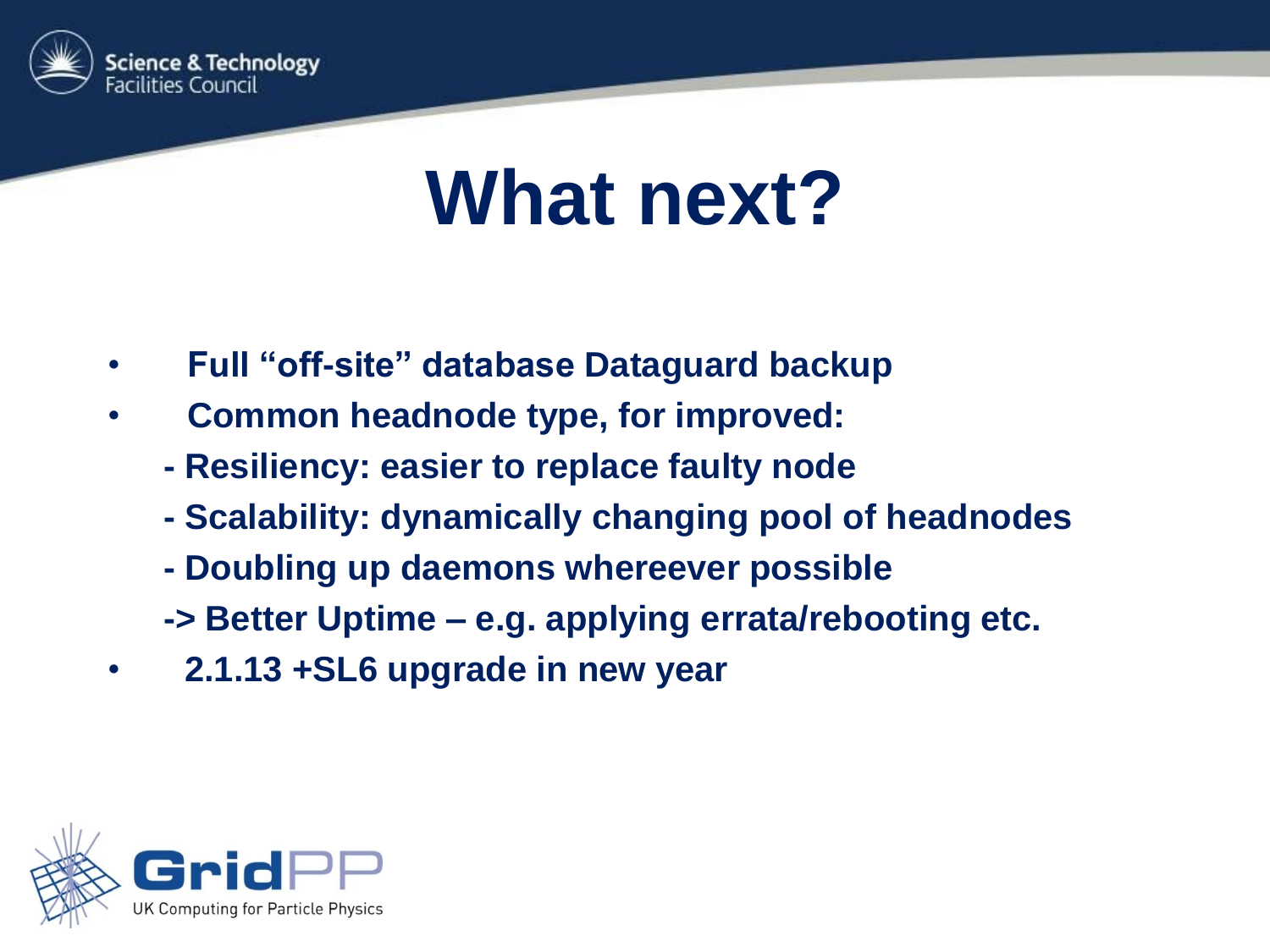# What next?

- **Full "off-site" database Dataguard backup**
- **Common headnode type, for improved:**
  - **Resiliency: easier to replace faulty node**
  - **Scalability: dynamically changing pool of headnodes**
  - **Doubling up daemons whereever possible**
  - **-> Better Uptime – e.g. applying errata/rebooting etc.**
- **2.1.13 +SL6 upgrade in new year**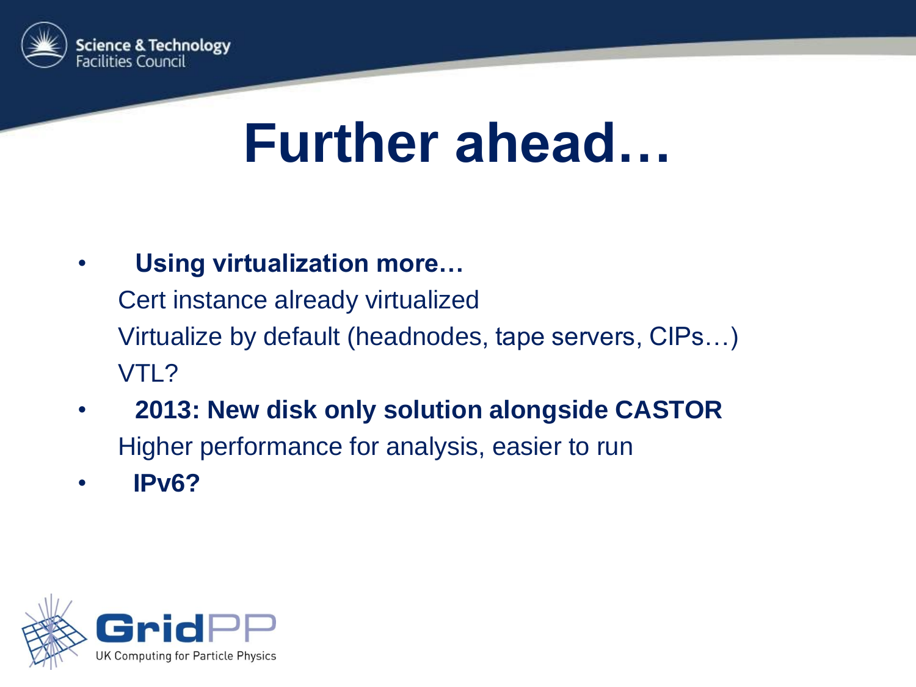# Further ahead…

- **Using virtualization more…**
  - Cert instance already virtualized
  - Virtualize by default (headnodes, tape servers, CIPs…)
  - VTL?
- **2013: New disk only solution alongside CASTOR**
  - Higher performance for analysis, easier to run
- **IPv6?**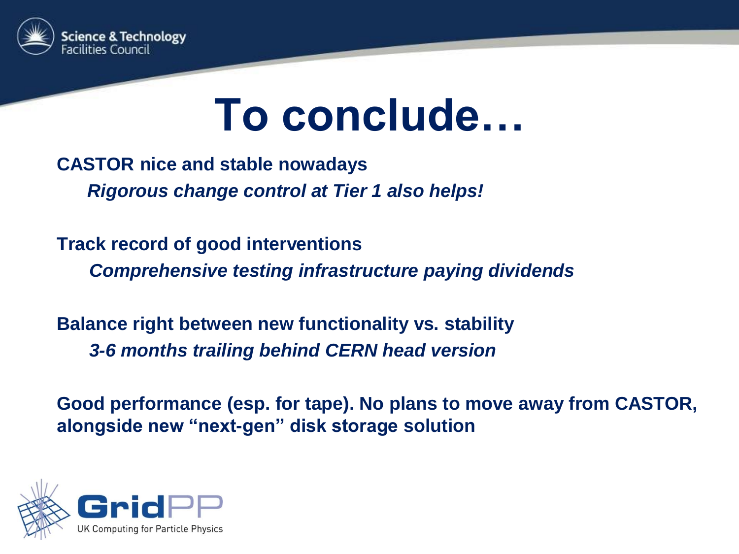# To conclude…

**CASTOR nice and stable nowadays**

***Rigorous change control at Tier 1 also helps!***

**Track record of good interventions**

***Comprehensive testing infrastructure paying dividends***

**Balance right between new functionality vs. stability**

***3-6 months trailing behind CERN head version***

**Good performance (esp. for tape). No plans to move away from CASTOR, alongside new "next-gen" disk storage solution**